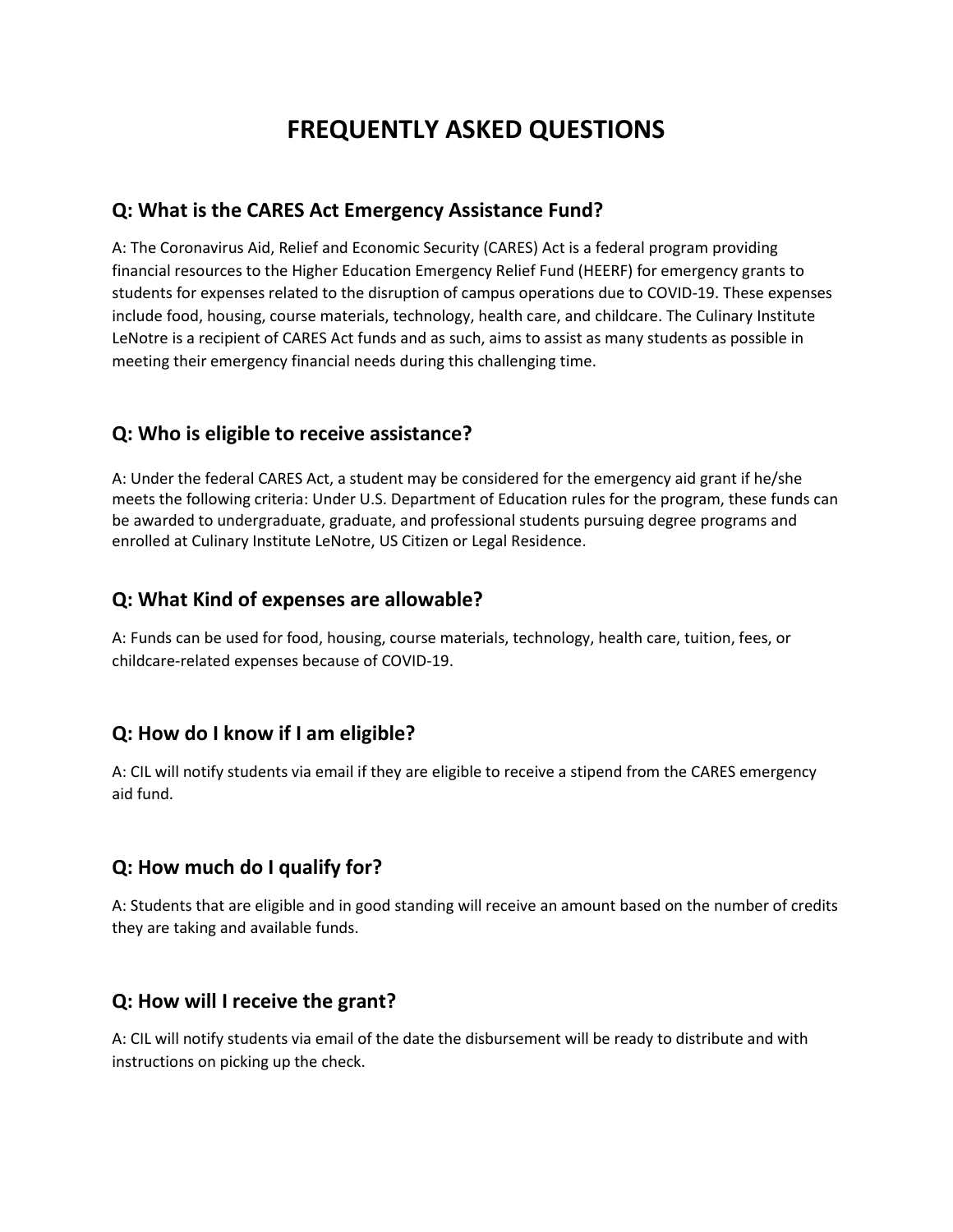# FREQUENTLY ASKED QUESTIONS

## Q: What is the CARES Act Emergency Assistance Fund?

A: The Coronavirus Aid, Relief and Economic Security (CARES) Act is a federal program providing financial resources to the Higher Education Emergency Relief Fund (HEERF) for emergency grants to students for expenses related to the disruption of campus operations due to COVID-19. These expenses include food, housing, course materials, technology, health care, and childcare. The Culinary Institute LeNotre is a recipient of CARES Act funds and as such, aims to assist as many students as possible in meeting their emergency financial needs during this challenging time.

## Q: Who is eligible to receive assistance?

A: Under the federal CARES Act, a student may be considered for the emergency aid grant if he/she meets the following criteria: Under U.S. Department of Education rules for the program, these funds can be awarded to undergraduate, graduate, and professional students pursuing degree programs and enrolled at Culinary Institute LeNotre, US Citizen or Legal Residence.

## Q: What Kind of expenses are allowable?

A: Funds can be used for food, housing, course materials, technology, health care, tuition, fees, or childcare-related expenses because of COVID-19.

## Q: How do I know if I am eligible?

A: CIL will notify students via email if they are eligible to receive a stipend from the CARES emergency aid fund.

## Q: How much do I qualify for?

A: Students that are eligible and in good standing will receive an amount based on the number of credits they are taking and available funds.

## Q: How will I receive the grant?

A: CIL will notify students via email of the date the disbursement will be ready to distribute and with instructions on picking up the check.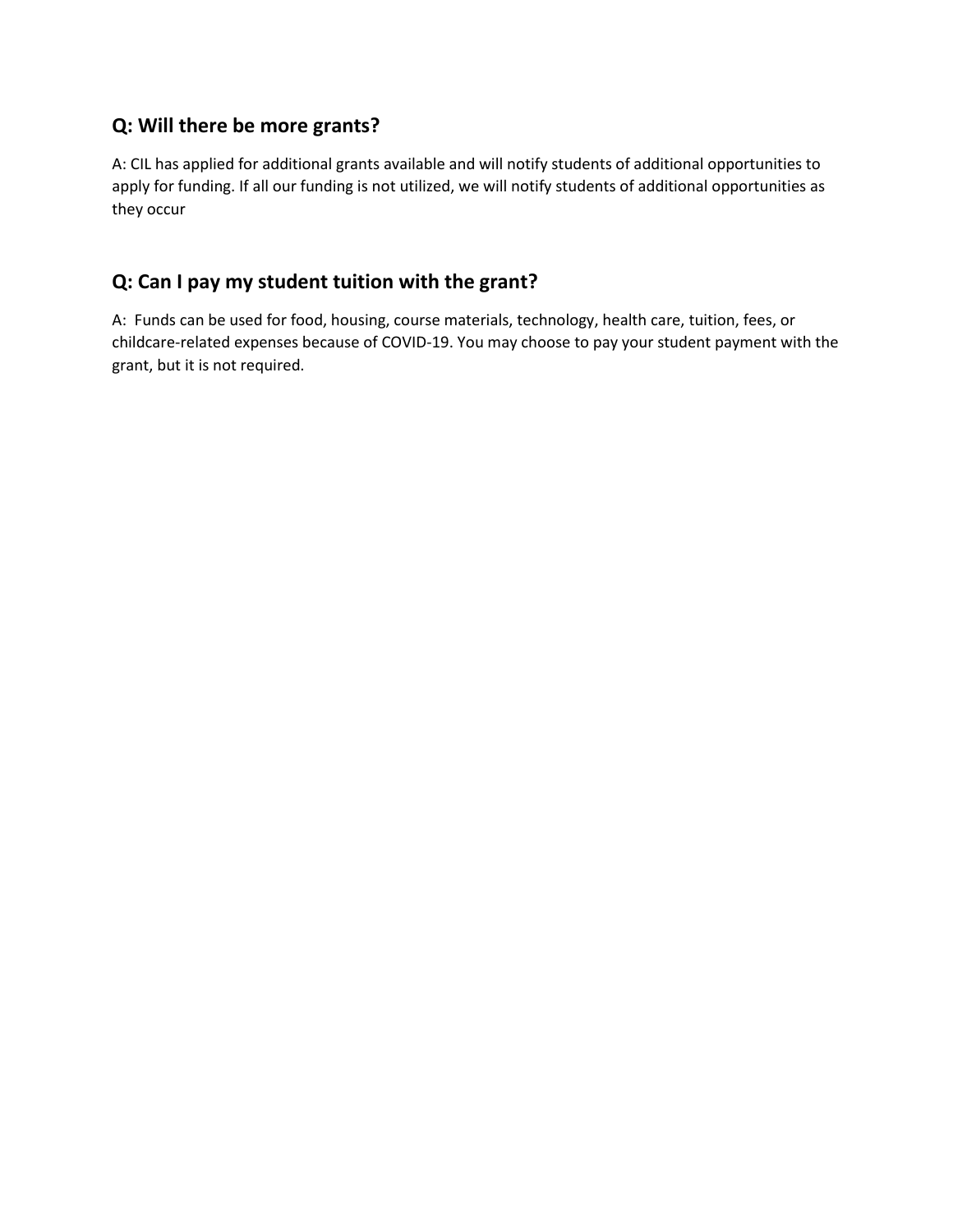## Q: Will there be more grants?

A: CIL has applied for additional grants available and will notify students of additional opportunities to apply for funding. If all our funding is not utilized, we will notify students of additional opportunities as they occur

## Q: Can I pay my student tuition with the grant?

A: Funds can be used for food, housing, course materials, technology, health care, tuition, fees, or childcare-related expenses because of COVID-19. You may choose to pay your student payment with the grant, but it is not required.